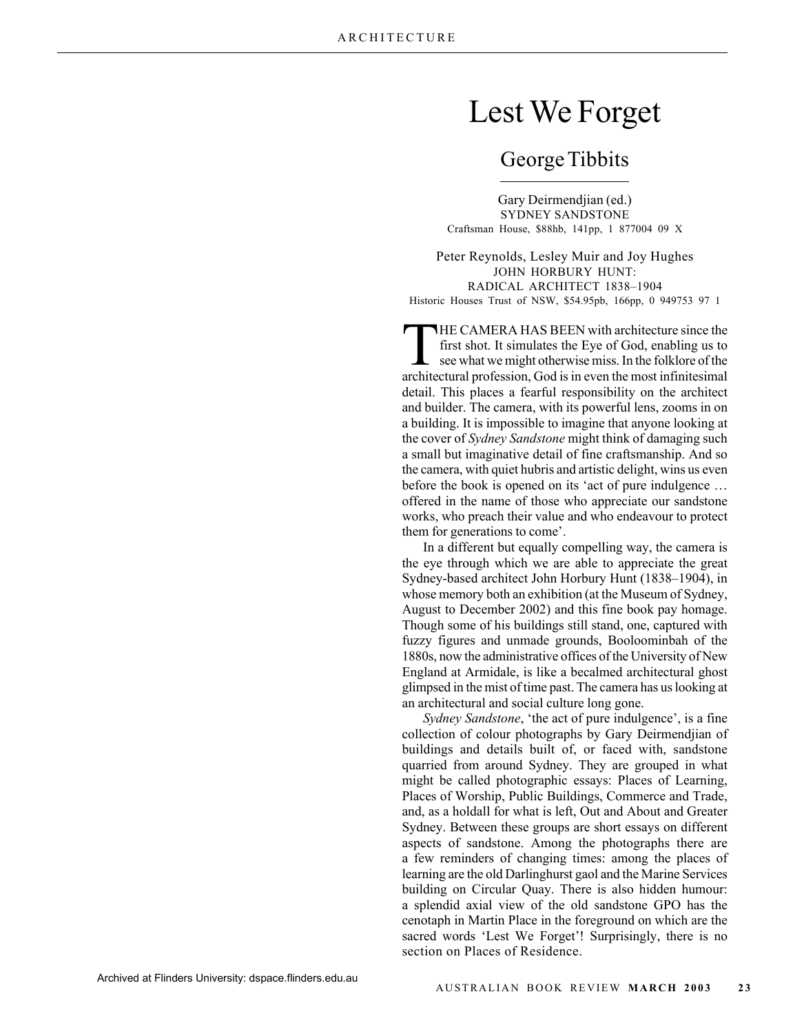# Lest We Forget

## George Tibbits

Gary Deirmendjian (ed.)
SYDNEY SANDSTONE
Craftsman House, $88hb, 141pp, 1 877004 09 X

Peter Reynolds, Lesley Muir and Joy Hughes
JOHN HORBURY HUNT:
RADICAL ARCHITECT 1838–1904
Historic Houses Trust of NSW, $54.95pb, 166pp, 0 949753 97 1

THE CAMERA HAS BEEN with architecture since the first shot. It simulates the Eye of God, enabling us to see what we might otherwise miss. In the folklore of the architectural profession, God is in even the most infinitesimal detail. This places a fearful responsibility on the architect and builder. The camera, with its powerful lens, zooms in on a building. It is impossible to imagine that anyone looking at the cover of *Sydney Sandstone* might think of damaging such a small but imaginative detail of fine craftsmanship. And so the camera, with quiet hubris and artistic delight, wins us even before the book is opened on its 'act of pure indulgence … offered in the name of those who appreciate our sandstone works, who preach their value and who endeavour to protect them for generations to come'.

In a different but equally compelling way, the camera is the eye through which we are able to appreciate the great Sydney-based architect John Horbury Hunt (1838–1904), in whose memory both an exhibition (at the Museum of Sydney, August to December 2002) and this fine book pay homage. Though some of his buildings still stand, one, captured with fuzzy figures and unmade grounds, Booloominbah of the 1880s, now the administrative offices of the University of New England at Armidale, is like a becalmed architectural ghost glimpsed in the mist of time past. The camera has us looking at an architectural and social culture long gone.

*Sydney Sandstone*, 'the act of pure indulgence', is a fine collection of colour photographs by Gary Deirmendjian of buildings and details built of, or faced with, sandstone quarried from around Sydney. They are grouped in what might be called photographic essays: Places of Learning, Places of Worship, Public Buildings, Commerce and Trade, and, as a holdall for what is left, Out and About and Greater Sydney. Between these groups are short essays on different aspects of sandstone. Among the photographs there are a few reminders of changing times: among the places of learning are the old Darlinghurst gaol and the Marine Services building on Circular Quay. There is also hidden humour: a splendid axial view of the old sandstone GPO has the cenotaph in Martin Place in the foreground on which are the sacred words 'Lest We Forget'! Surprisingly, there is no section on Places of Residence.

Archived at Flinders University: dspace.flinders.edu.au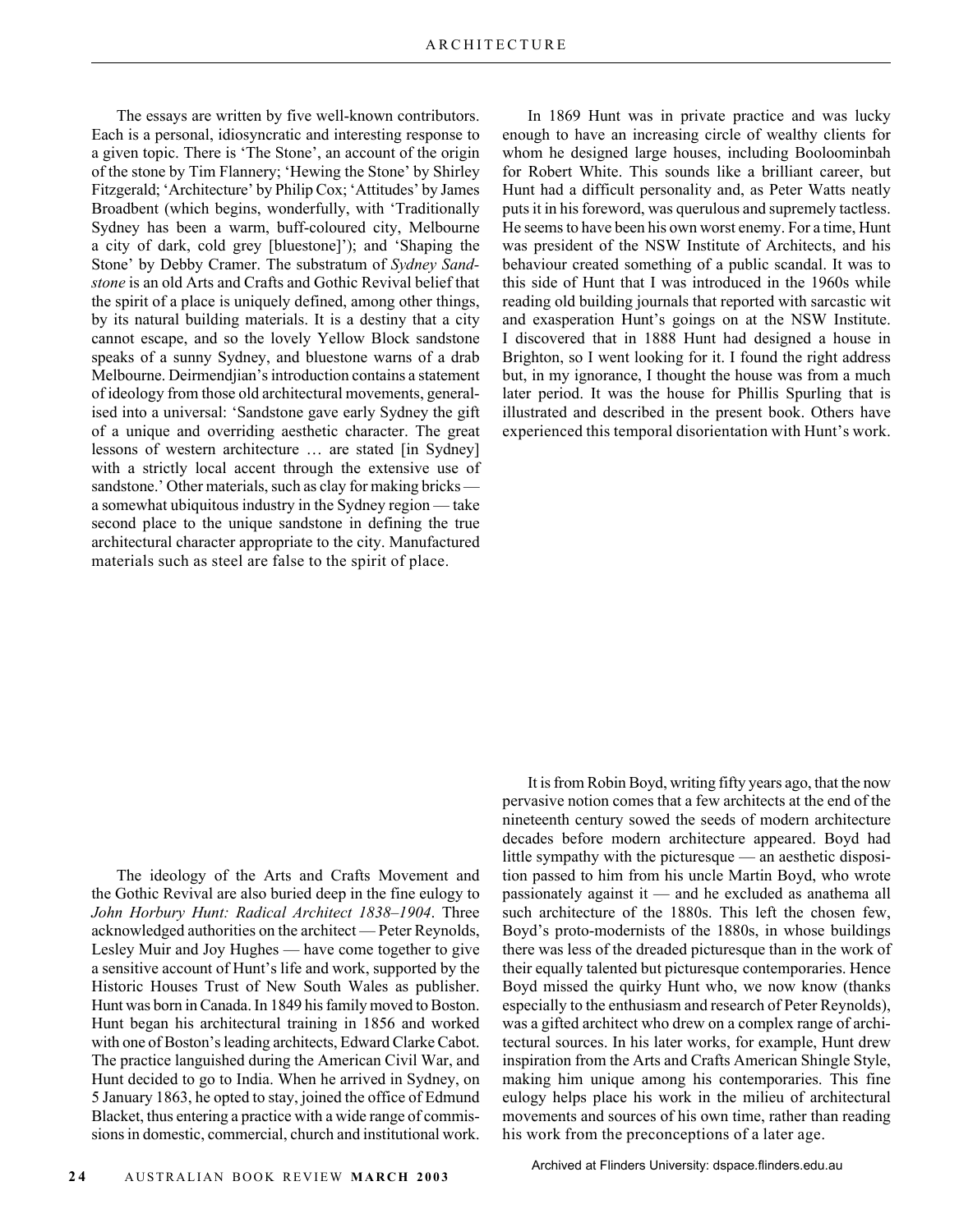The essays are written by five well-known contributors. Each is a personal, idiosyncratic and interesting response to a given topic. There is 'The Stone', an account of the origin of the stone by Tim Flannery; 'Hewing the Stone' by Shirley Fitzgerald; 'Architecture' by Philip Cox; 'Attitudes' by James Broadbent (which begins, wonderfully, with 'Traditionally Sydney has been a warm, buff-coloured city, Melbourne a city of dark, cold grey [bluestone]'); and 'Shaping the Stone' by Debby Cramer. The substratum of *Sydney Sandstone* is an old Arts and Crafts and Gothic Revival belief that the spirit of a place is uniquely defined, among other things, by its natural building materials. It is a destiny that a city cannot escape, and so the lovely Yellow Block sandstone speaks of a sunny Sydney, and bluestone warns of a drab Melbourne. Deirmendjian's introduction contains a statement of ideology from those old architectural movements, generalised into a universal: 'Sandstone gave early Sydney the gift of a unique and overriding aesthetic character. The great lessons of western architecture … are stated [in Sydney] with a strictly local accent through the extensive use of sandstone.' Other materials, such as clay for making bricks — a somewhat ubiquitous industry in the Sydney region — take second place to the unique sandstone in defining the true architectural character appropriate to the city. Manufactured materials such as steel are false to the spirit of place.

In 1869 Hunt was in private practice and was lucky enough to have an increasing circle of wealthy clients for whom he designed large houses, including Booloominbah for Robert White. This sounds like a brilliant career, but Hunt had a difficult personality and, as Peter Watts neatly puts it in his foreword, was querulous and supremely tactless. He seems to have been his own worst enemy. For a time, Hunt was president of the NSW Institute of Architects, and his behaviour created something of a public scandal. It was to this side of Hunt that I was introduced in the 1960s while reading old building journals that reported with sarcastic wit and exasperation Hunt's goings on at the NSW Institute. I discovered that in 1888 Hunt had designed a house in Brighton, so I went looking for it. I found the right address but, in my ignorance, I thought the house was from a much later period. It was the house for Phillis Spurling that is illustrated and described in the present book. Others have experienced this temporal disorientation with Hunt's work.

The ideology of the Arts and Crafts Movement and the Gothic Revival are also buried deep in the fine eulogy to *John Horbury Hunt: Radical Architect 1838–1904*. Three acknowledged authorities on the architect — Peter Reynolds, Lesley Muir and Joy Hughes — have come together to give a sensitive account of Hunt's life and work, supported by the Historic Houses Trust of New South Wales as publisher. Hunt was born in Canada. In 1849 his family moved to Boston. Hunt began his architectural training in 1856 and worked with one of Boston's leading architects, Edward Clarke Cabot. The practice languished during the American Civil War, and Hunt decided to go to India. When he arrived in Sydney, on 5 January 1863, he opted to stay, joined the office of Edmund Blacket, thus entering a practice with a wide range of commissions in domestic, commercial, church and institutional work.

It is from Robin Boyd, writing fifty years ago, that the now pervasive notion comes that a few architects at the end of the nineteenth century sowed the seeds of modern architecture decades before modern architecture appeared. Boyd had little sympathy with the picturesque — an aesthetic disposition passed to him from his uncle Martin Boyd, who wrote passionately against it — and he excluded as anathema all such architecture of the 1880s. This left the chosen few, Boyd's proto-modernists of the 1880s, in whose buildings there was less of the dreaded picturesque than in the work of their equally talented but picturesque contemporaries. Hence Boyd missed the quirky Hunt who, we now know (thanks especially to the enthusiasm and research of Peter Reynolds), was a gifted architect who drew on a complex range of architectural sources. In his later works, for example, Hunt drew inspiration from the Arts and Crafts American Shingle Style, making him unique among his contemporaries. This fine eulogy helps place his work in the milieu of architectural movements and sources of his own time, rather than reading his work from the preconceptions of a later age.